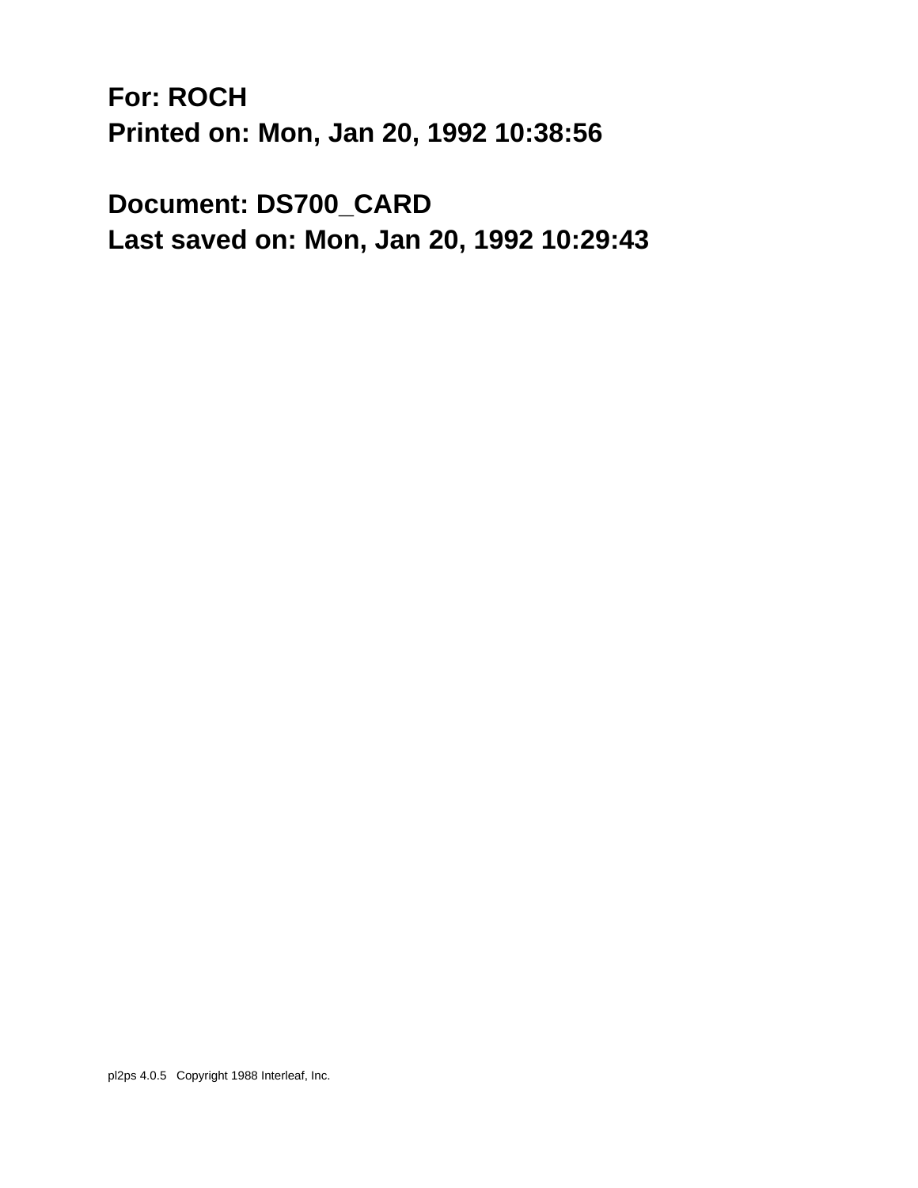**For: ROCH**
**Printed on: Mon, Jan 20, 1992 10:38:56**

**Document: DS700_CARD**
**Last saved on: Mon, Jan 20, 1992 10:29:43**

pl2ps 4.0.5 Copyright 1988 Interleaf, Inc.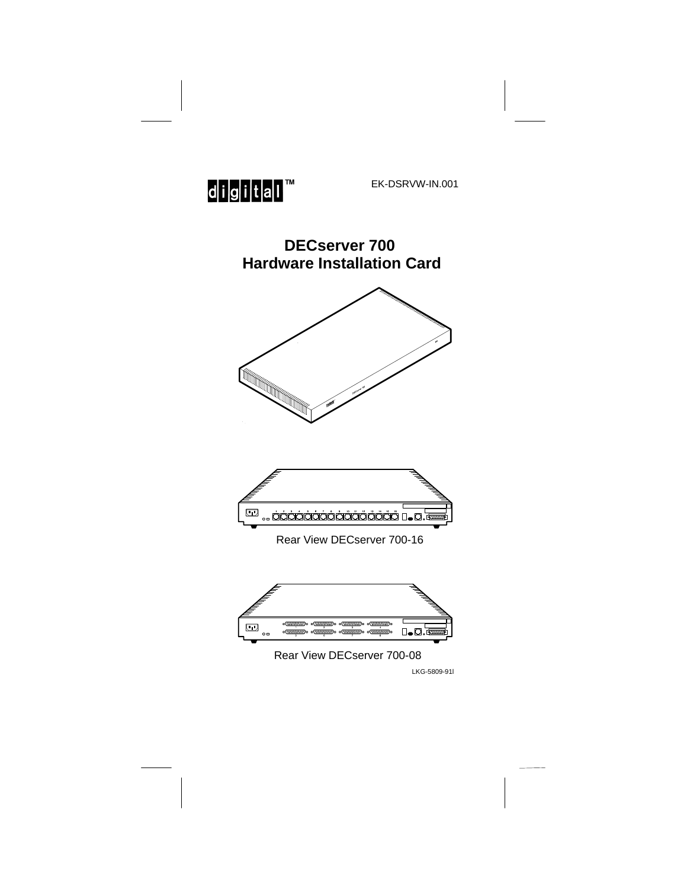digital™

EK-DSRVW-IN.001

# DECserver 700 Hardware Installation Card

Rear View DECserver 700-16

Rear View DECserver 700-08

LKG-5809-91I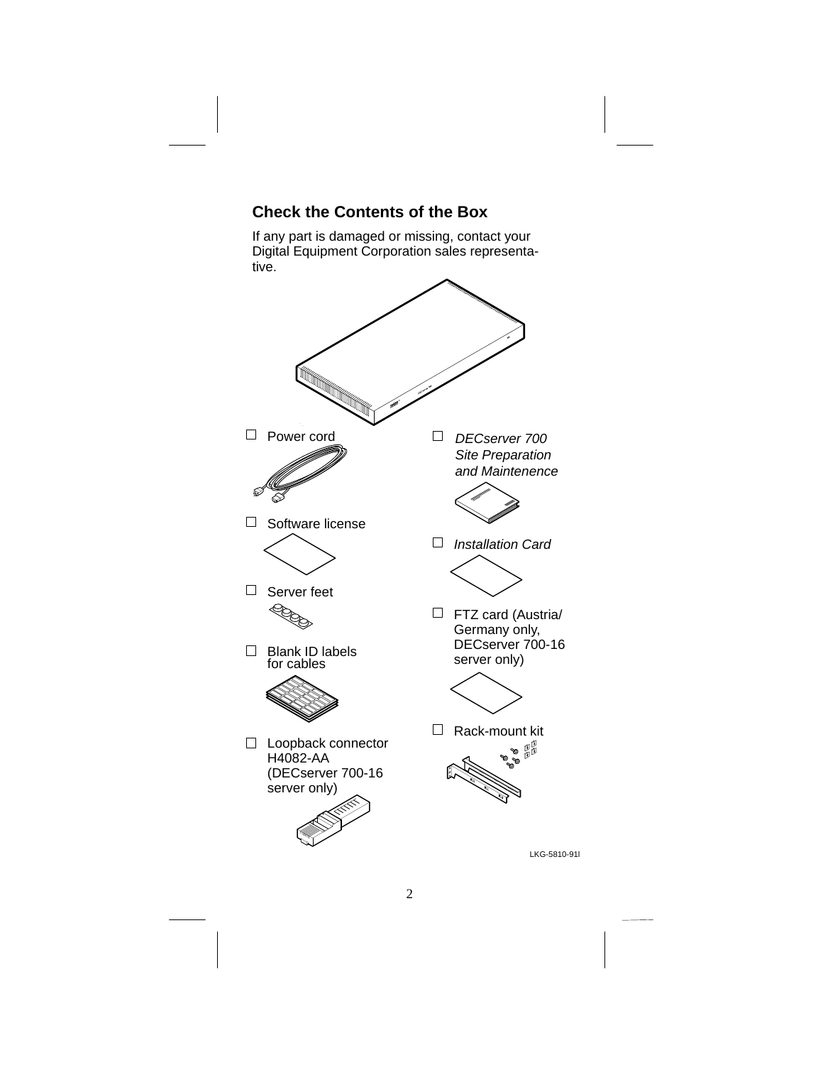## Check the Contents of the Box

If any part is damaged or missing, contact your Digital Equipment Corporation sales representative.

- ☐ Power cord
- ☐ Software license
- ☐ Server feet
- ☐ Blank ID labels for cables
- ☐ Loopback connector H4082-AA (DECserver 700-16 server only)
- ☐ *DECserver 700 Site Preparation and Maintenence*
- ☐ *Installation Card*
- ☐ FTZ card (Austria/ Germany only, DECserver 700-16 server only)
- ☐ Rack-mount kit

LKG-5810-91I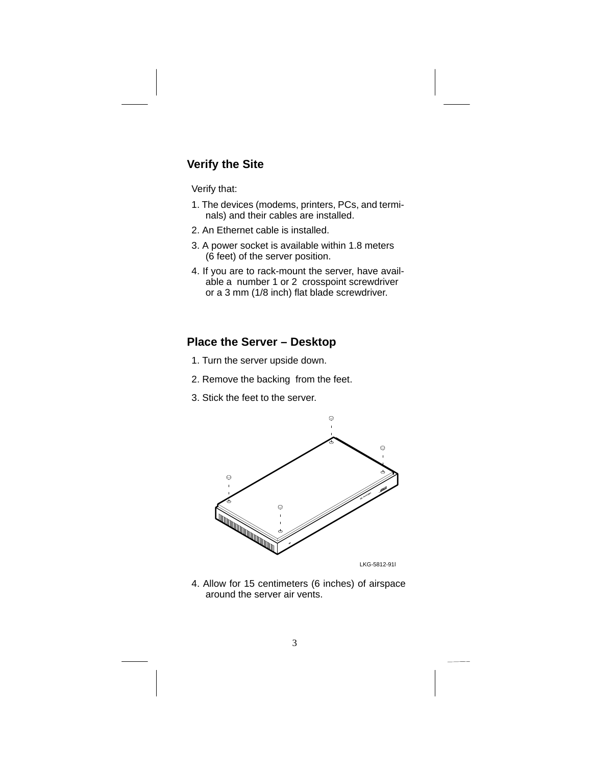## Verify the Site

Verify that:

1. The devices (modems, printers, PCs, and terminals) and their cables are installed.
2. An Ethernet cable is installed.
3. A power socket is available within 1.8 meters (6 feet) of the server position.
4. If you are to rack-mount the server, have available a number 1 or 2 crosspoint screwdriver or a 3 mm (1/8 inch) flat blade screwdriver.

## Place the Server – Desktop

1. Turn the server upside down.
2. Remove the backing from the feet.
3. Stick the feet to the server.

LKG-5812-91I

4. Allow for 15 centimeters (6 inches) of airspace around the server air vents.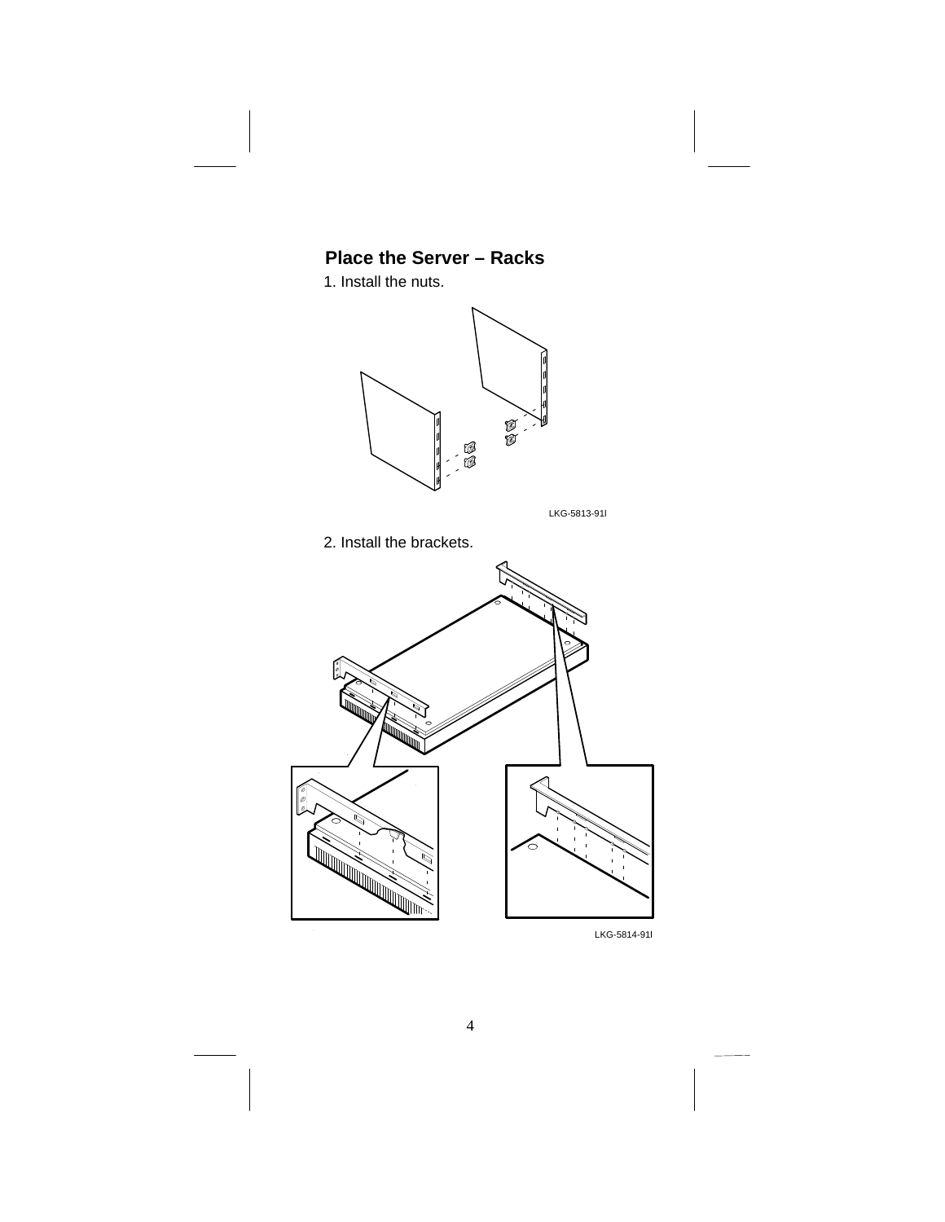## Place the Server – Racks

1. Install the nuts.

LKG-5813-91I

2. Install the brackets.

LKG-5814-91I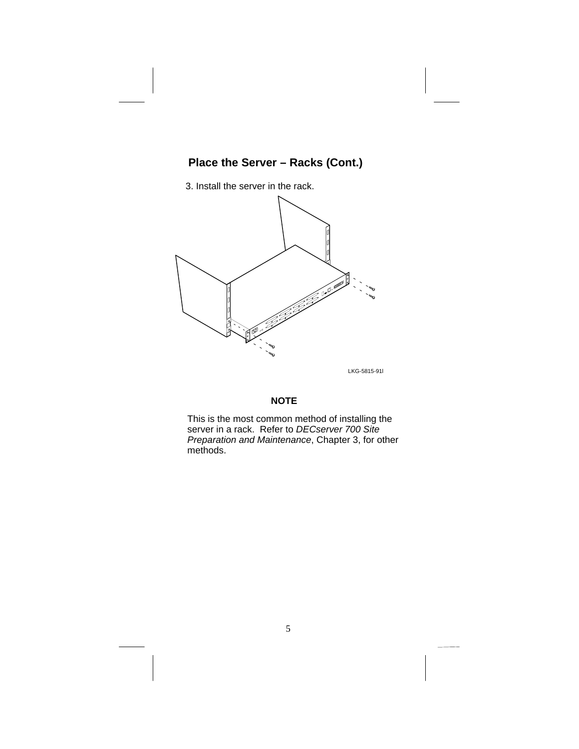## Place the Server – Racks (Cont.)

3. Install the server in the rack.

LKG-5815-91I

**NOTE**

This is the most common method of installing the server in a rack. Refer to *DECserver 700 Site Preparation and Maintenance*, Chapter 3, for other methods.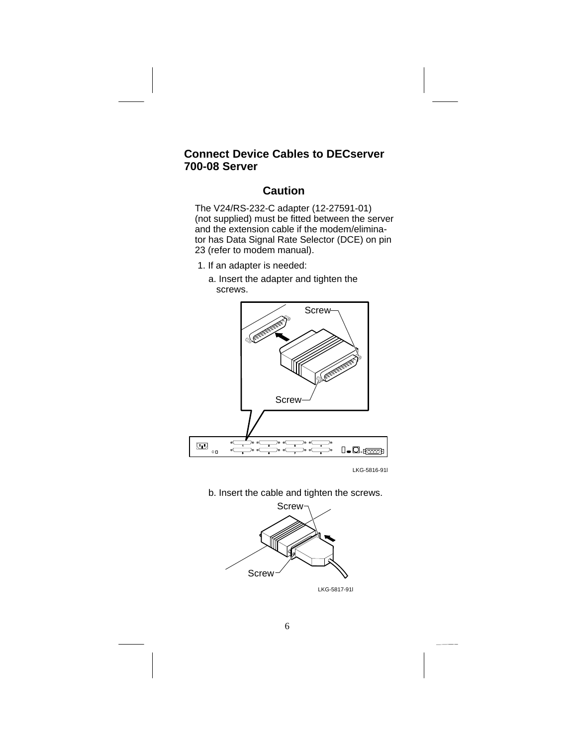## Connect Device Cables to DECserver 700-08 Server

### Caution

The V24/RS-232-C adapter (12-27591-01) (not supplied) must be fitted between the server and the extension cable if the modem/eliminator has Data Signal Rate Selector (DCE) on pin 23 (refer to modem manual).

1. If an adapter is needed:

   a. Insert the adapter and tighten the screws.

   LKG-5816-91I

   b. Insert the cable and tighten the screws.

   LKG-5817-91I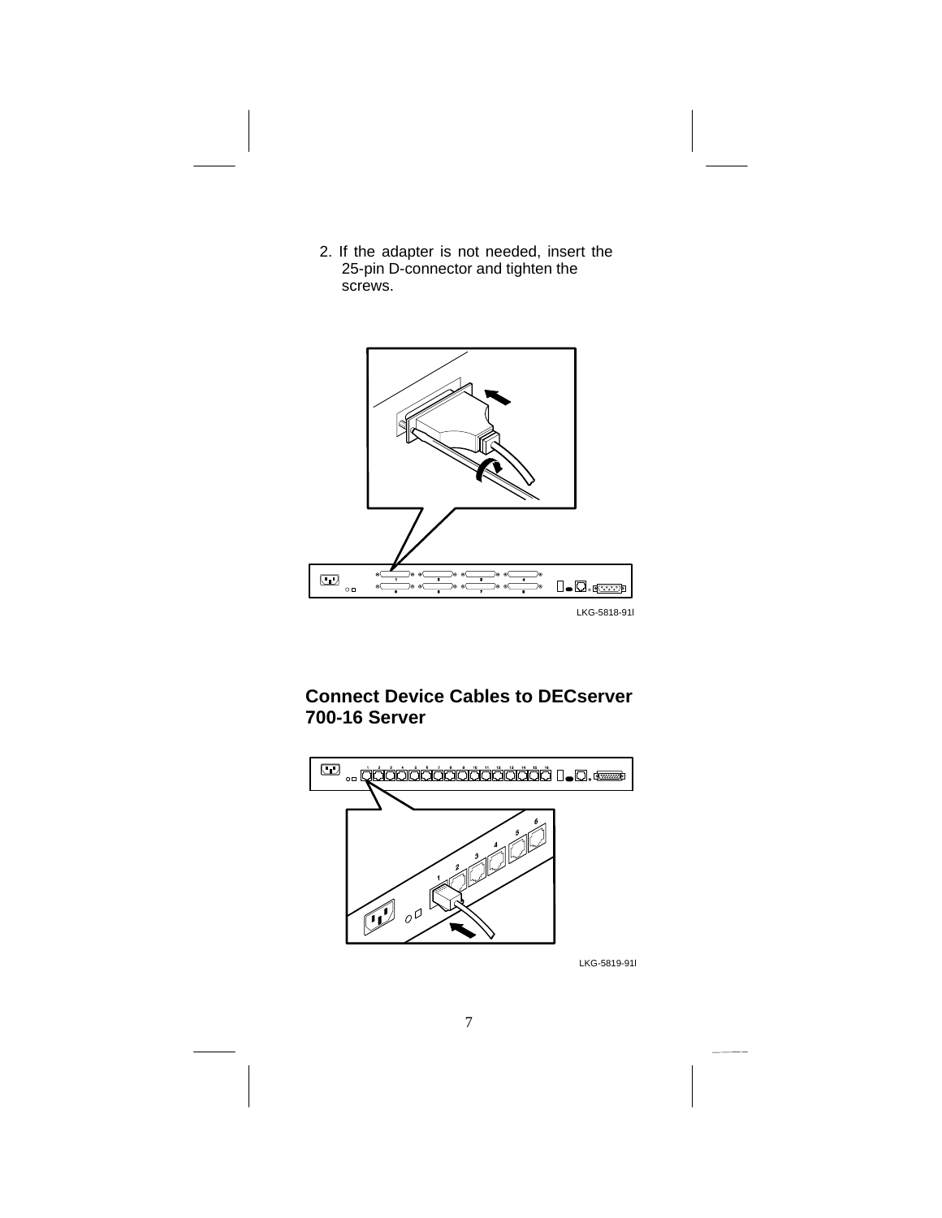2. If the adapter is not needed, insert the 25-pin D-connector and tighten the screws.

LKG-5818-91I

## Connect Device Cables to DECserver 700-16 Server

LKG-5819-91I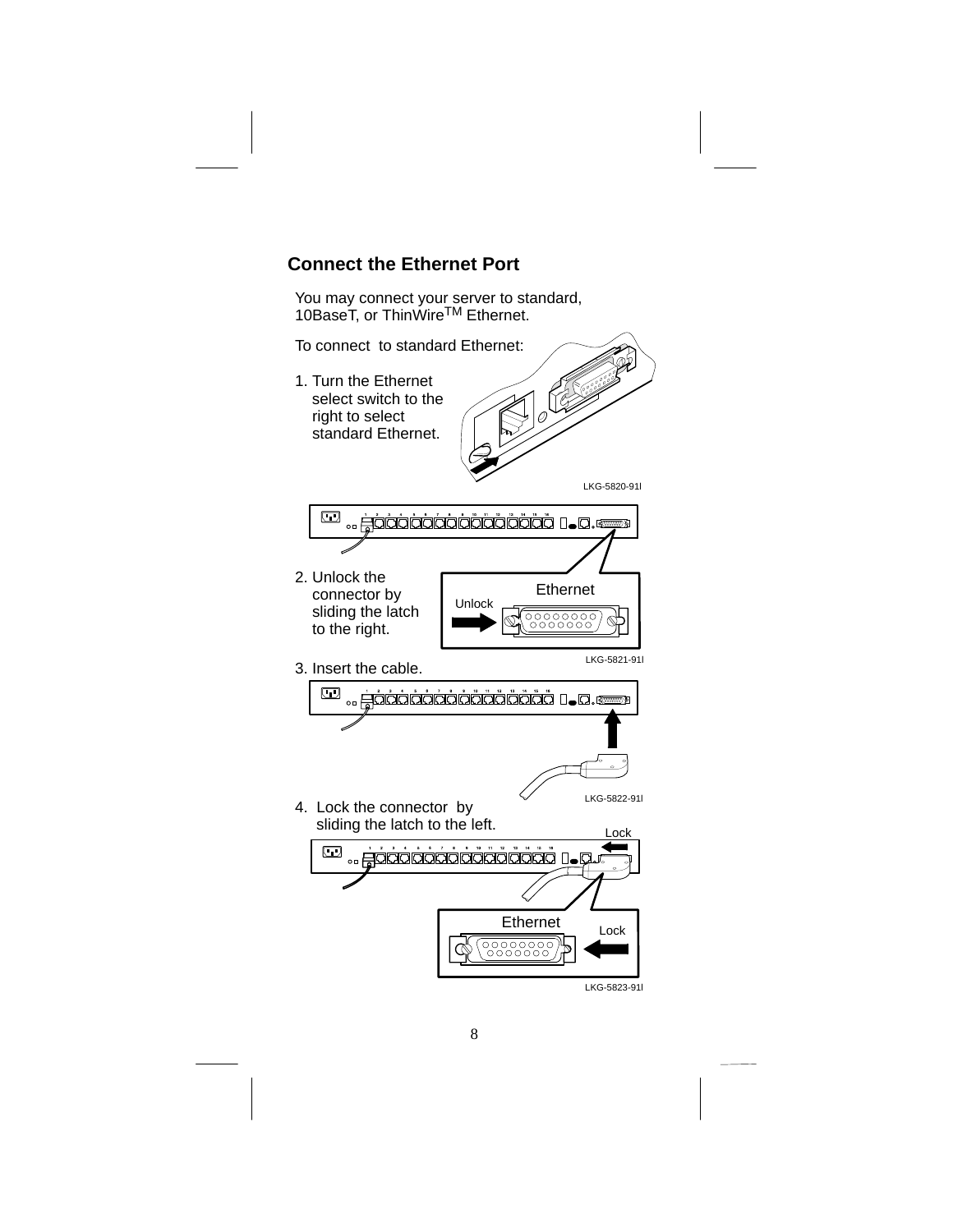## Connect the Ethernet Port

You may connect your server to standard, 10BaseT, or ThinWire[TM] Ethernet.

To connect to standard Ethernet:

1. Turn the Ethernet select switch to the right to select standard Ethernet.

LKG-5820-91I

2. Unlock the connector by sliding the latch to the right.

Ethernet

Unlock

LKG-5821-91I

3. Insert the cable.

LKG-5822-91I

4. Lock the connector by sliding the latch to the left.

Lock

Ethernet

Lock

LKG-5823-91I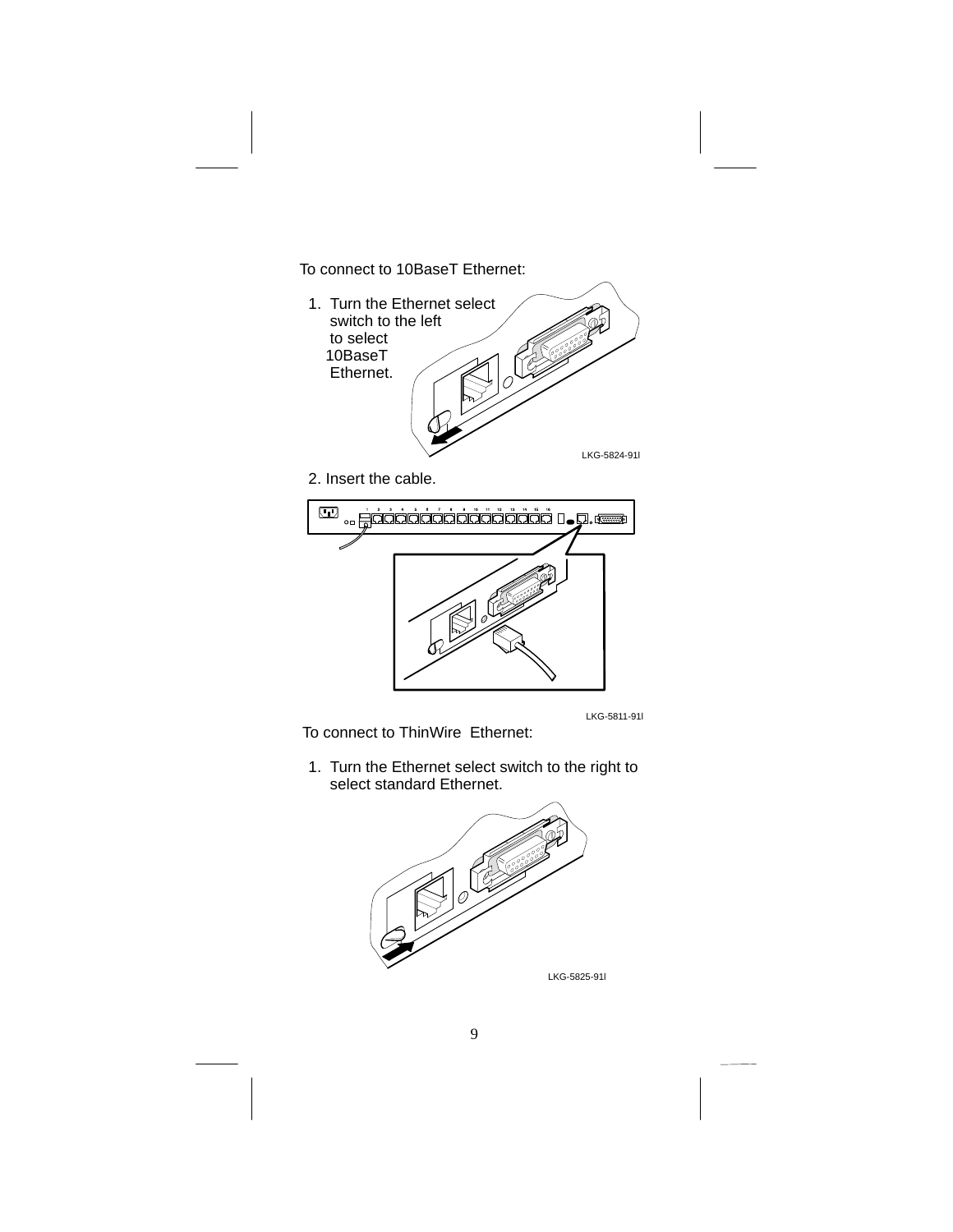To connect to 10BaseT Ethernet:

1. Turn the Ethernet select switch to the left to select 10BaseT Ethernet.

LKG-5824-91I

2. Insert the cable.

LKG-5811-91I

To connect to ThinWire Ethernet:

1. Turn the Ethernet select switch to the right to select standard Ethernet.

LKG-5825-91I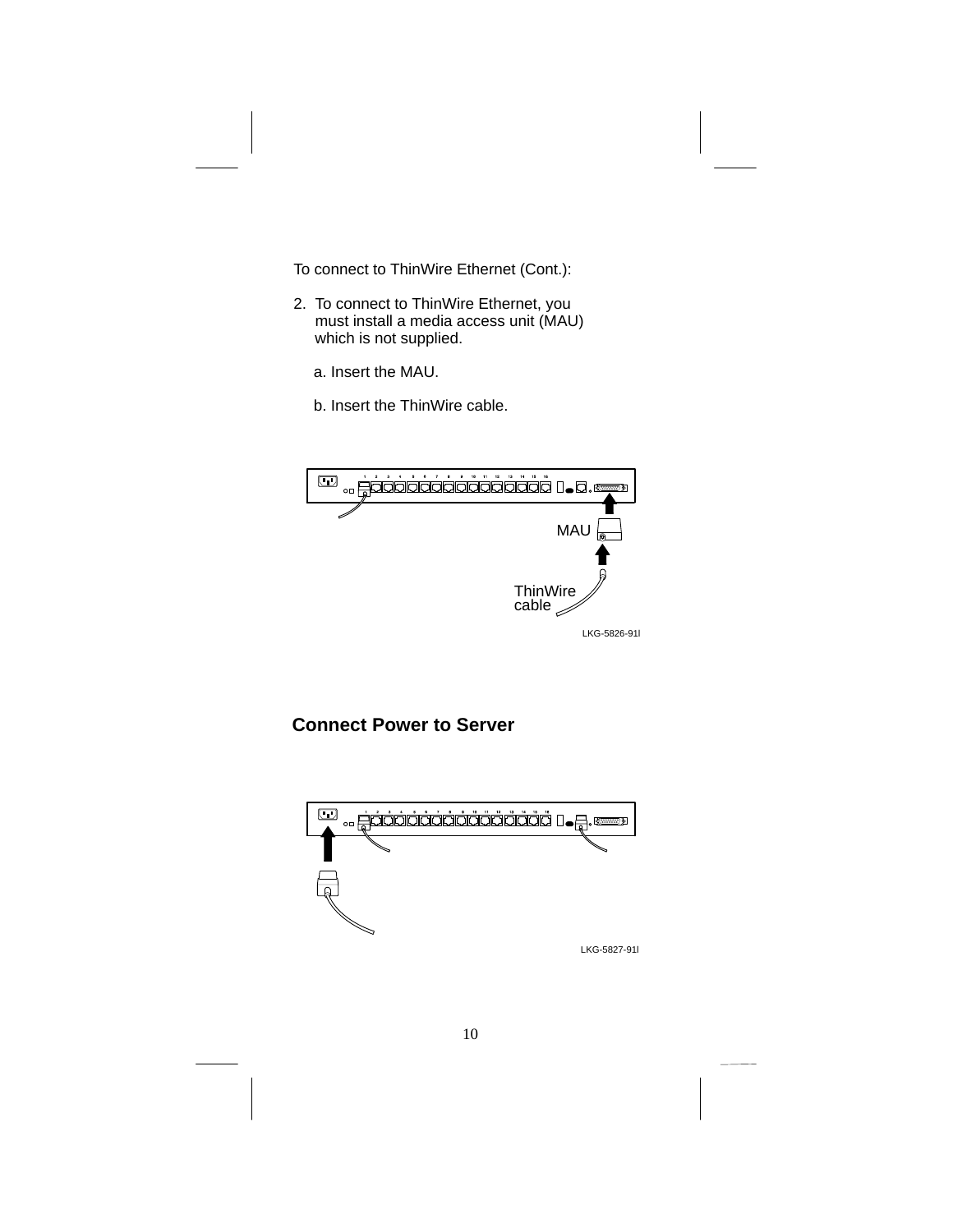To connect to ThinWire Ethernet (Cont.):

2. To connect to ThinWire Ethernet, you must install a media access unit (MAU) which is not supplied.

   a. Insert the MAU.

   b. Insert the ThinWire cable.

MAU

ThinWire cable

LKG-5826-91I

## Connect Power to Server

LKG-5827-91I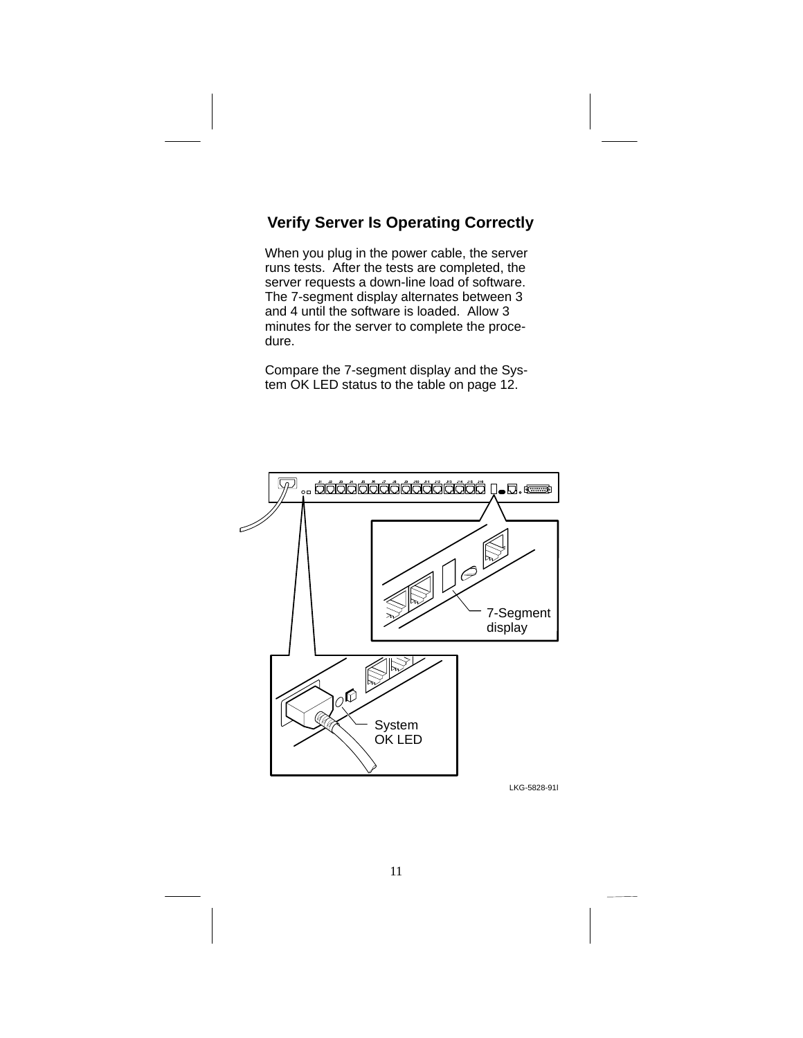## Verify Server Is Operating Correctly

When you plug in the power cable, the server runs tests. After the tests are completed, the server requests a down-line load of software. The 7-segment display alternates between 3 and 4 until the software is loaded. Allow 3 minutes for the server to complete the procedure.

Compare the 7-segment display and the System OK LED status to the table on page 12.

7-Segment display

System OK LED

LKG-5828-91I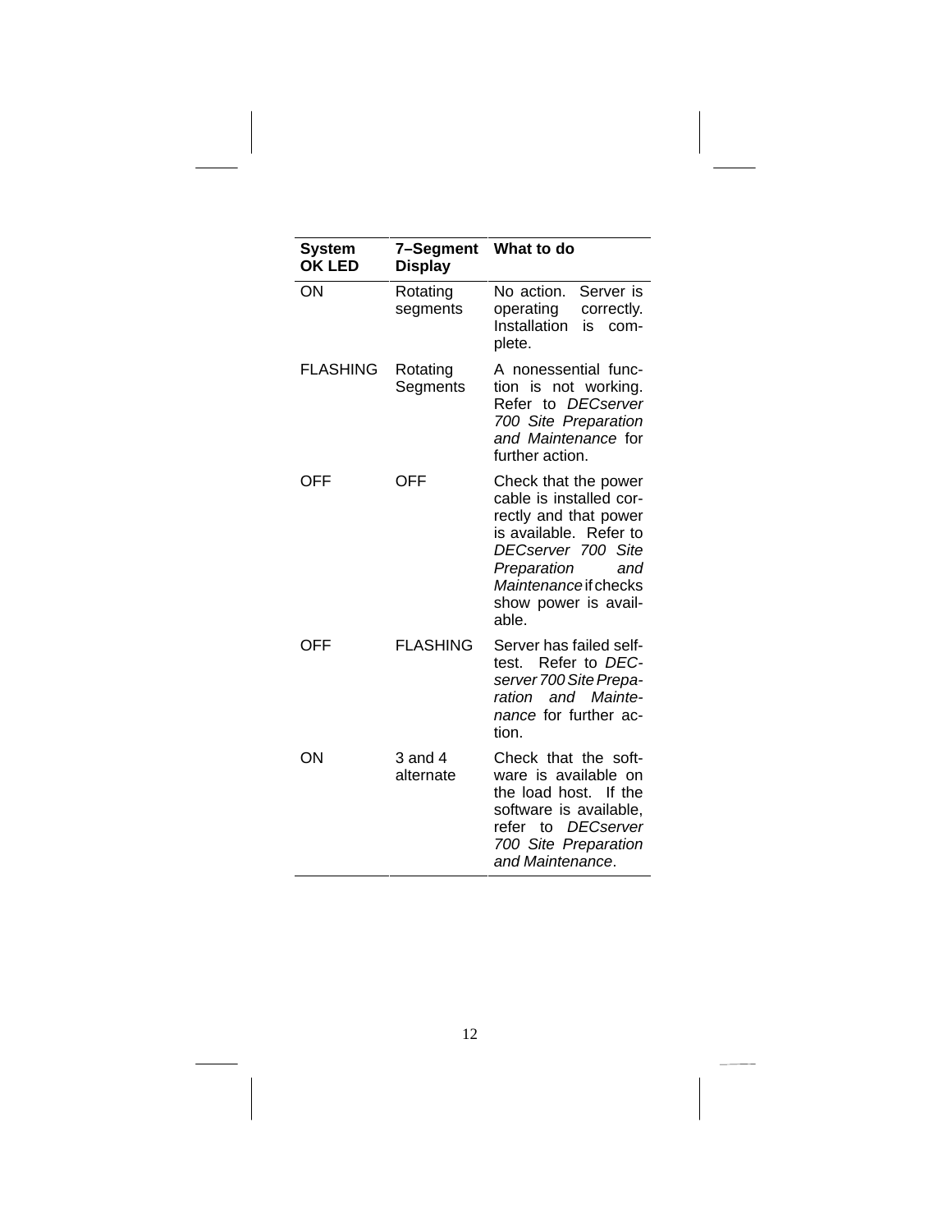| System OK LED | 7–Segment Display | What to do |
|---|---|---|
| ON | Rotating segments | No action. Server is operating correctly. Installation is complete. |
| FLASHING | Rotating Segments | A nonessential function is not working. Refer to *DECserver 700 Site Preparation and Maintenance* for further action. |
| OFF | OFF | Check that the power cable is installed correctly and that power is available. Refer to *DECserver 700 Site Preparation and Maintenance* if checks show power is available. |
| OFF | FLASHING | Server has failed self-test. Refer to *DECserver 700 Site Preparation and Maintenance* for further action. |
| ON | 3 and 4 alternate | Check that the software is available on the load host. If the software is available, refer to *DECserver 700 Site Preparation and Maintenance*. |